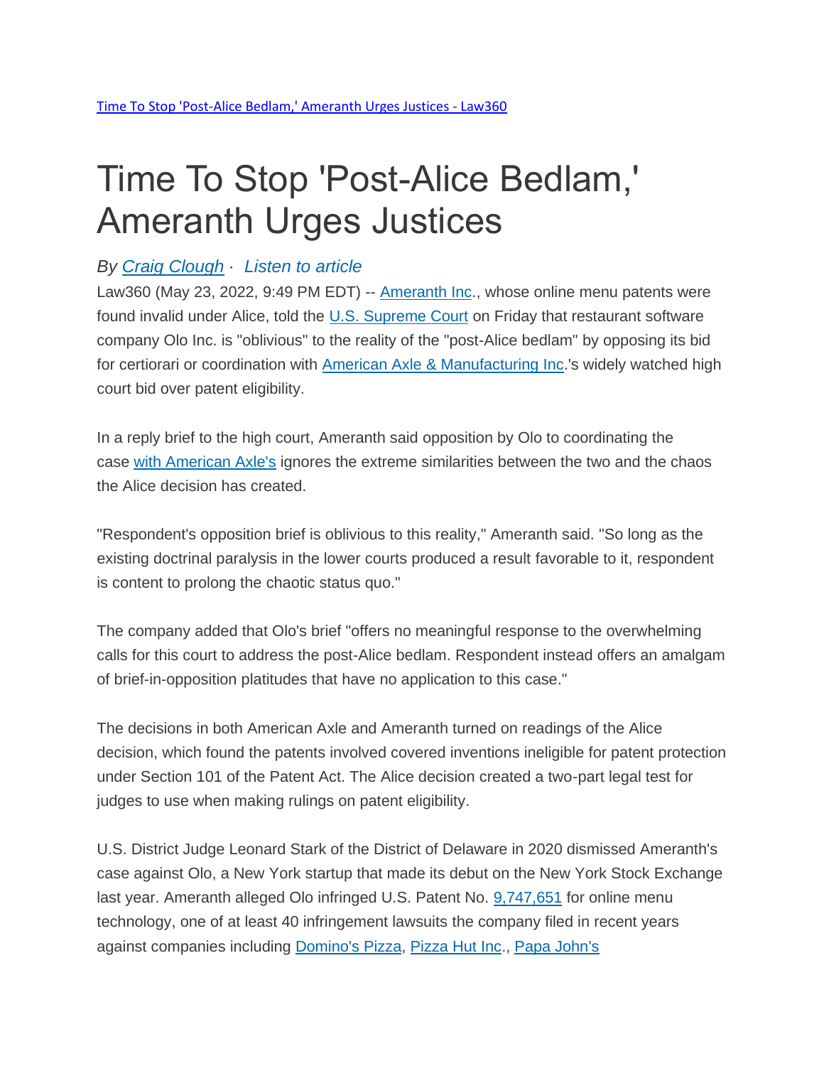[Time To Stop 'Post-Alice Bedlam,' Ameranth Urges Justices - Law360]

# Time To Stop 'Post-Alice Bedlam,' Ameranth Urges Justices

*By Craig Clough · Listen to article*

Law360 (May 23, 2022, 9:49 PM EDT) -- Ameranth Inc., whose online menu patents were found invalid under Alice, told the U.S. Supreme Court on Friday that restaurant software company Olo Inc. is "oblivious" to the reality of the "post-Alice bedlam" by opposing its bid for certiorari or coordination with American Axle & Manufacturing Inc.'s widely watched high court bid over patent eligibility.

In a reply brief to the high court, Ameranth said opposition by Olo to coordinating the case with American Axle's ignores the extreme similarities between the two and the chaos the Alice decision has created.

"Respondent's opposition brief is oblivious to this reality," Ameranth said. "So long as the existing doctrinal paralysis in the lower courts produced a result favorable to it, respondent is content to prolong the chaotic status quo."

The company added that Olo's brief "offers no meaningful response to the overwhelming calls for this court to address the post-Alice bedlam. Respondent instead offers an amalgam of brief-in-opposition platitudes that have no application to this case."

The decisions in both American Axle and Ameranth turned on readings of the Alice decision, which found the patents involved covered inventions ineligible for patent protection under Section 101 of the Patent Act. The Alice decision created a two-part legal test for judges to use when making rulings on patent eligibility.

U.S. District Judge Leonard Stark of the District of Delaware in 2020 dismissed Ameranth's case against Olo, a New York startup that made its debut on the New York Stock Exchange last year. Ameranth alleged Olo infringed U.S. Patent No. 9,747,651 for online menu technology, one of at least 40 infringement lawsuits the company filed in recent years against companies including Domino's Pizza, Pizza Hut Inc., Papa John's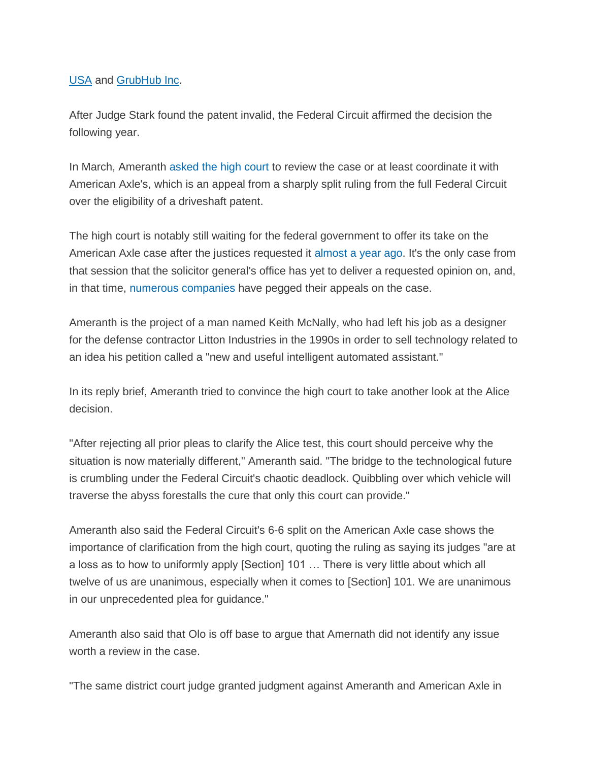USA and GrubHub Inc.

After Judge Stark found the patent invalid, the Federal Circuit affirmed the decision the following year.

In March, Ameranth asked the high court to review the case or at least coordinate it with American Axle's, which is an appeal from a sharply split ruling from the full Federal Circuit over the eligibility of a driveshaft patent.

The high court is notably still waiting for the federal government to offer its take on the American Axle case after the justices requested it almost a year ago. It's the only case from that session that the solicitor general's office has yet to deliver a requested opinion on, and, in that time, numerous companies have pegged their appeals on the case.

Ameranth is the project of a man named Keith McNally, who had left his job as a designer for the defense contractor Litton Industries in the 1990s in order to sell technology related to an idea his petition called a "new and useful intelligent automated assistant."

In its reply brief, Ameranth tried to convince the high court to take another look at the Alice decision.

"After rejecting all prior pleas to clarify the Alice test, this court should perceive why the situation is now materially different," Ameranth said. "The bridge to the technological future is crumbling under the Federal Circuit's chaotic deadlock. Quibbling over which vehicle will traverse the abyss forestalls the cure that only this court can provide."

Ameranth also said the Federal Circuit's 6-6 split on the American Axle case shows the importance of clarification from the high court, quoting the ruling as saying its judges "are at a loss as to how to uniformly apply [Section] 101 … There is very little about which all twelve of us are unanimous, especially when it comes to [Section] 101. We are unanimous in our unprecedented plea for guidance."

Ameranth also said that Olo is off base to argue that Amernath did not identify any issue worth a review in the case.

"The same district court judge granted judgment against Ameranth and American Axle in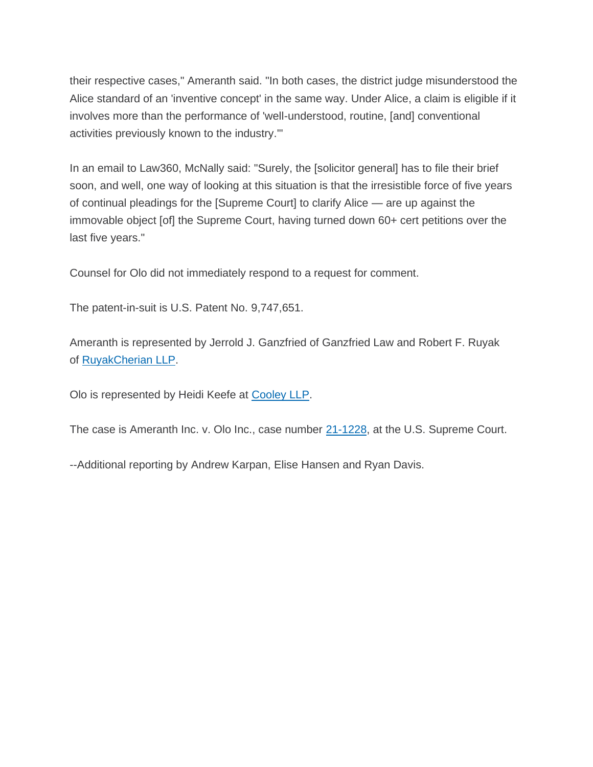their respective cases," Ameranth said. "In both cases, the district judge misunderstood the Alice standard of an 'inventive concept' in the same way. Under Alice, a claim is eligible if it involves more than the performance of 'well-understood, routine, [and] conventional activities previously known to the industry.'"

In an email to Law360, McNally said: "Surely, the [solicitor general] has to file their brief soon, and well, one way of looking at this situation is that the irresistible force of five years of continual pleadings for the [Supreme Court] to clarify Alice — are up against the immovable object [of] the Supreme Court, having turned down 60+ cert petitions over the last five years."

Counsel for Olo did not immediately respond to a request for comment.

The patent-in-suit is U.S. Patent No. 9,747,651.

Ameranth is represented by Jerrold J. Ganzfried of Ganzfried Law and Robert F. Ruyak of RuyakCherian LLP.

Olo is represented by Heidi Keefe at Cooley LLP.

The case is Ameranth Inc. v. Olo Inc., case number 21-1228, at the U.S. Supreme Court.

--Additional reporting by Andrew Karpan, Elise Hansen and Ryan Davis.